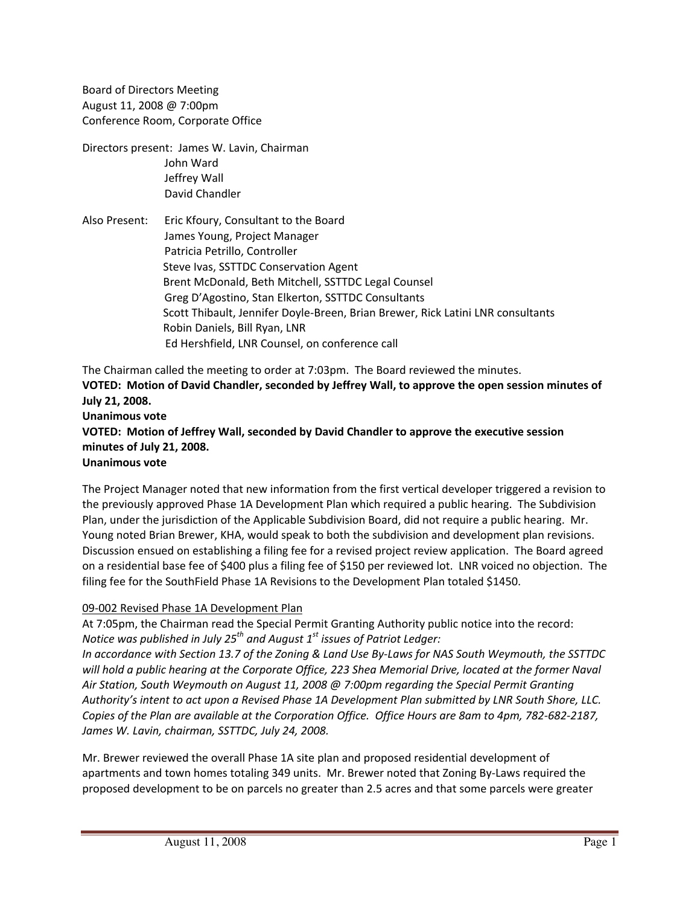Board of Directors Meeting
August 11, 2008 @ 7:00pm
Conference Room, Corporate Office

Directors present: James W. Lavin, Chairman
John Ward
Jeffrey Wall
David Chandler

Also Present: Eric Kfoury, Consultant to the Board
James Young, Project Manager
Patricia Petrillo, Controller
Steve Ivas, SSTTDC Conservation Agent
Brent McDonald, Beth Mitchell, SSTTDC Legal Counsel
Greg D'Agostino, Stan Elkerton, SSTTDC Consultants
Scott Thibault, Jennifer Doyle-Breen, Brian Brewer, Rick Latini LNR consultants
Robin Daniels, Bill Ryan, LNR
Ed Hershfield, LNR Counsel, on conference call

The Chairman called the meeting to order at 7:03pm. The Board reviewed the minutes.

**VOTED: Motion of David Chandler, seconded by Jeffrey Wall, to approve the open session minutes of July 21, 2008.**
**Unanimous vote**

**VOTED: Motion of Jeffrey Wall, seconded by David Chandler to approve the executive session minutes of July 21, 2008.**
**Unanimous vote**

The Project Manager noted that new information from the first vertical developer triggered a revision to the previously approved Phase 1A Development Plan which required a public hearing. The Subdivision Plan, under the jurisdiction of the Applicable Subdivision Board, did not require a public hearing. Mr. Young noted Brian Brewer, KHA, would speak to both the subdivision and development plan revisions. Discussion ensued on establishing a filing fee for a revised project review application. The Board agreed on a residential base fee of $400 plus a filing fee of $150 per reviewed lot. LNR voiced no objection. The filing fee for the SouthField Phase 1A Revisions to the Development Plan totaled $1450.

09-002 Revised Phase 1A Development Plan

At 7:05pm, the Chairman read the Special Permit Granting Authority public notice into the record: *Notice was published in July 25th and August 1st issues of Patriot Ledger:*
*In accordance with Section 13.7 of the Zoning & Land Use By-Laws for NAS South Weymouth, the SSTTDC will hold a public hearing at the Corporate Office, 223 Shea Memorial Drive, located at the former Naval Air Station, South Weymouth on August 11, 2008 @ 7:00pm regarding the Special Permit Granting Authority's intent to act upon a Revised Phase 1A Development Plan submitted by LNR South Shore, LLC. Copies of the Plan are available at the Corporation Office. Office Hours are 8am to 4pm, 782-682-2187, James W. Lavin, chairman, SSTTDC, July 24, 2008.*

Mr. Brewer reviewed the overall Phase 1A site plan and proposed residential development of apartments and town homes totaling 349 units. Mr. Brewer noted that Zoning By-Laws required the proposed development to be on parcels no greater than 2.5 acres and that some parcels were greater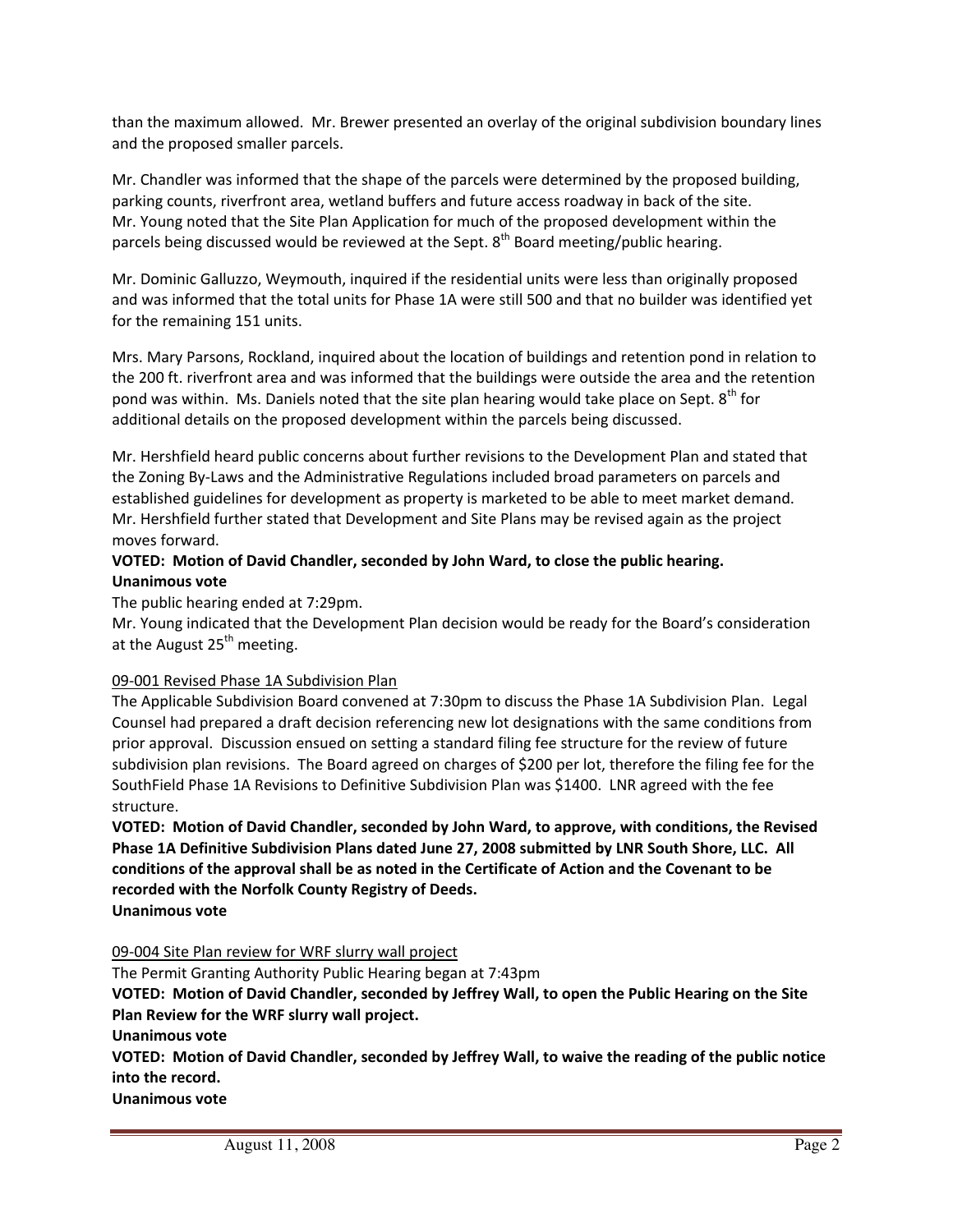than the maximum allowed. Mr. Brewer presented an overlay of the original subdivision boundary lines and the proposed smaller parcels.

Mr. Chandler was informed that the shape of the parcels were determined by the proposed building, parking counts, riverfront area, wetland buffers and future access roadway in back of the site. Mr. Young noted that the Site Plan Application for much of the proposed development within the parcels being discussed would be reviewed at the Sept. 8th Board meeting/public hearing.

Mr. Dominic Galluzzo, Weymouth, inquired if the residential units were less than originally proposed and was informed that the total units for Phase 1A were still 500 and that no builder was identified yet for the remaining 151 units.

Mrs. Mary Parsons, Rockland, inquired about the location of buildings and retention pond in relation to the 200 ft. riverfront area and was informed that the buildings were outside the area and the retention pond was within. Ms. Daniels noted that the site plan hearing would take place on Sept. 8th for additional details on the proposed development within the parcels being discussed.

Mr. Hershfield heard public concerns about further revisions to the Development Plan and stated that the Zoning By-Laws and the Administrative Regulations included broad parameters on parcels and established guidelines for development as property is marketed to be able to meet market demand. Mr. Hershfield further stated that Development and Site Plans may be revised again as the project moves forward.

**VOTED: Motion of David Chandler, seconded by John Ward, to close the public hearing.**
**Unanimous vote**

The public hearing ended at 7:29pm.

Mr. Young indicated that the Development Plan decision would be ready for the Board's consideration at the August 25th meeting.

<u>09-001 Revised Phase 1A Subdivision Plan</u>

The Applicable Subdivision Board convened at 7:30pm to discuss the Phase 1A Subdivision Plan. Legal Counsel had prepared a draft decision referencing new lot designations with the same conditions from prior approval. Discussion ensued on setting a standard filing fee structure for the review of future subdivision plan revisions. The Board agreed on charges of $200 per lot, therefore the filing fee for the SouthField Phase 1A Revisions to Definitive Subdivision Plan was $1400. LNR agreed with the fee structure.

**VOTED: Motion of David Chandler, seconded by John Ward, to approve, with conditions, the Revised Phase 1A Definitive Subdivision Plans dated June 27, 2008 submitted by LNR South Shore, LLC. All conditions of the approval shall be as noted in the Certificate of Action and the Covenant to be recorded with the Norfolk County Registry of Deeds.**
**Unanimous vote**

<u>09-004 Site Plan review for WRF slurry wall project</u>

The Permit Granting Authority Public Hearing began at 7:43pm

**VOTED: Motion of David Chandler, seconded by Jeffrey Wall, to open the Public Hearing on the Site Plan Review for the WRF slurry wall project.**
**Unanimous vote**

**VOTED: Motion of David Chandler, seconded by Jeffrey Wall, to waive the reading of the public notice into the record.**
**Unanimous vote**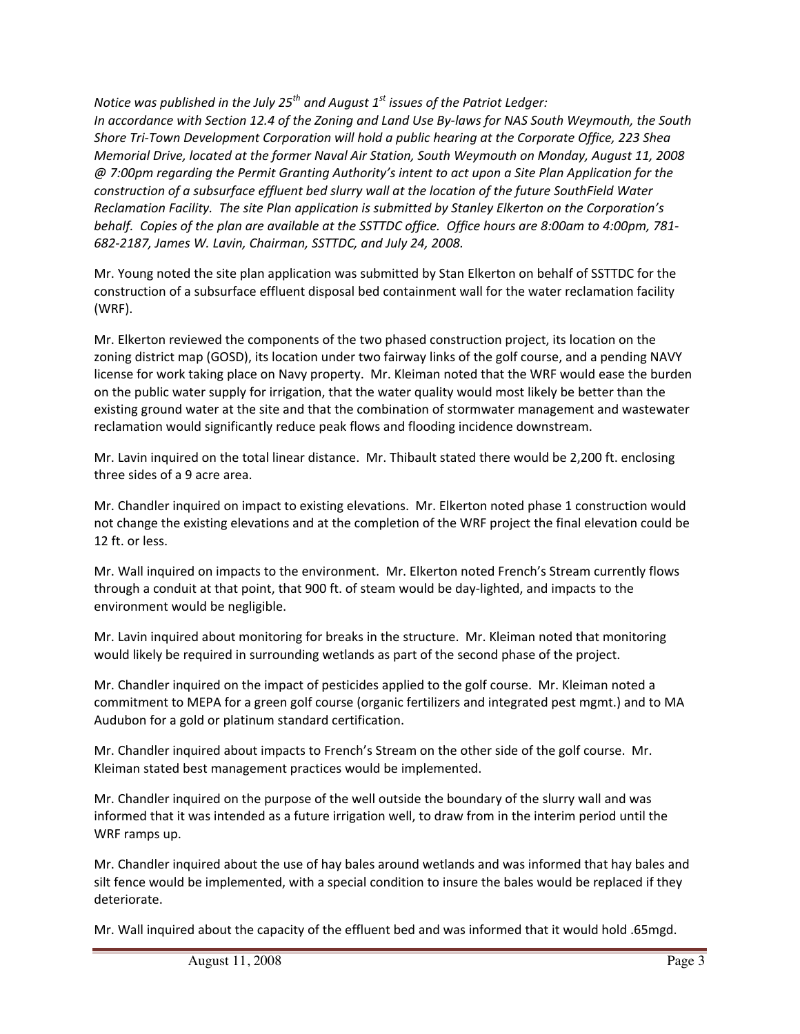*Notice was published in the July 25th and August 1st issues of the Patriot Ledger:*
*In accordance with Section 12.4 of the Zoning and Land Use By-laws for NAS South Weymouth, the South Shore Tri-Town Development Corporation will hold a public hearing at the Corporate Office, 223 Shea Memorial Drive, located at the former Naval Air Station, South Weymouth on Monday, August 11, 2008 @ 7:00pm regarding the Permit Granting Authority's intent to act upon a Site Plan Application for the construction of a subsurface effluent bed slurry wall at the location of the future SouthField Water Reclamation Facility. The site Plan application is submitted by Stanley Elkerton on the Corporation's behalf. Copies of the plan are available at the SSTTDC office. Office hours are 8:00am to 4:00pm, 781-682-2187, James W. Lavin, Chairman, SSTTDC, and July 24, 2008.*

Mr. Young noted the site plan application was submitted by Stan Elkerton on behalf of SSTTDC for the construction of a subsurface effluent disposal bed containment wall for the water reclamation facility (WRF).

Mr. Elkerton reviewed the components of the two phased construction project, its location on the zoning district map (GOSD), its location under two fairway links of the golf course, and a pending NAVY license for work taking place on Navy property. Mr. Kleiman noted that the WRF would ease the burden on the public water supply for irrigation, that the water quality would most likely be better than the existing ground water at the site and that the combination of stormwater management and wastewater reclamation would significantly reduce peak flows and flooding incidence downstream.

Mr. Lavin inquired on the total linear distance. Mr. Thibault stated there would be 2,200 ft. enclosing three sides of a 9 acre area.

Mr. Chandler inquired on impact to existing elevations. Mr. Elkerton noted phase 1 construction would not change the existing elevations and at the completion of the WRF project the final elevation could be 12 ft. or less.

Mr. Wall inquired on impacts to the environment. Mr. Elkerton noted French's Stream currently flows through a conduit at that point, that 900 ft. of steam would be day-lighted, and impacts to the environment would be negligible.

Mr. Lavin inquired about monitoring for breaks in the structure. Mr. Kleiman noted that monitoring would likely be required in surrounding wetlands as part of the second phase of the project.

Mr. Chandler inquired on the impact of pesticides applied to the golf course. Mr. Kleiman noted a commitment to MEPA for a green golf course (organic fertilizers and integrated pest mgmt.) and to MA Audubon for a gold or platinum standard certification.

Mr. Chandler inquired about impacts to French's Stream on the other side of the golf course. Mr. Kleiman stated best management practices would be implemented.

Mr. Chandler inquired on the purpose of the well outside the boundary of the slurry wall and was informed that it was intended as a future irrigation well, to draw from in the interim period until the WRF ramps up.

Mr. Chandler inquired about the use of hay bales around wetlands and was informed that hay bales and silt fence would be implemented, with a special condition to insure the bales would be replaced if they deteriorate.

Mr. Wall inquired about the capacity of the effluent bed and was informed that it would hold .65mgd.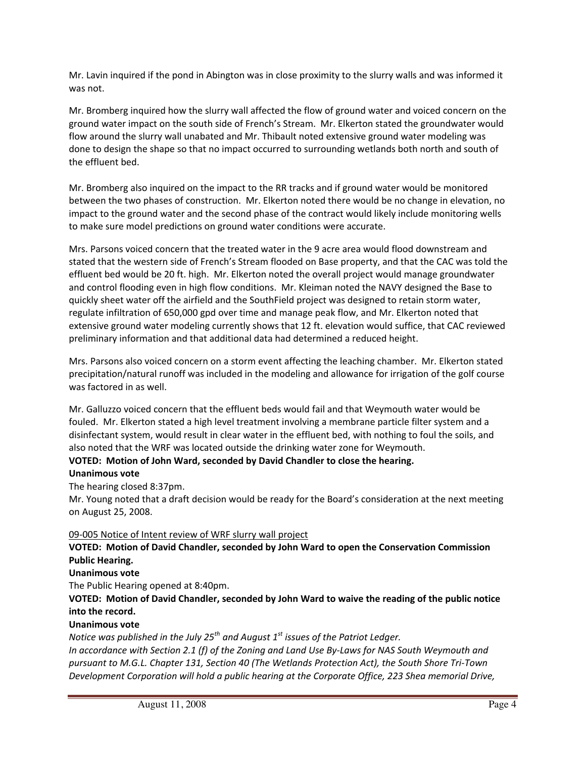Mr. Lavin inquired if the pond in Abington was in close proximity to the slurry walls and was informed it was not.

Mr. Bromberg inquired how the slurry wall affected the flow of ground water and voiced concern on the ground water impact on the south side of French's Stream. Mr. Elkerton stated the groundwater would flow around the slurry wall unabated and Mr. Thibault noted extensive ground water modeling was done to design the shape so that no impact occurred to surrounding wetlands both north and south of the effluent bed.

Mr. Bromberg also inquired on the impact to the RR tracks and if ground water would be monitored between the two phases of construction. Mr. Elkerton noted there would be no change in elevation, no impact to the ground water and the second phase of the contract would likely include monitoring wells to make sure model predictions on ground water conditions were accurate.

Mrs. Parsons voiced concern that the treated water in the 9 acre area would flood downstream and stated that the western side of French's Stream flooded on Base property, and that the CAC was told the effluent bed would be 20 ft. high. Mr. Elkerton noted the overall project would manage groundwater and control flooding even in high flow conditions. Mr. Kleiman noted the NAVY designed the Base to quickly sheet water off the airfield and the SouthField project was designed to retain storm water, regulate infiltration of 650,000 gpd over time and manage peak flow, and Mr. Elkerton noted that extensive ground water modeling currently shows that 12 ft. elevation would suffice, that CAC reviewed preliminary information and that additional data had determined a reduced height.

Mrs. Parsons also voiced concern on a storm event affecting the leaching chamber. Mr. Elkerton stated precipitation/natural runoff was included in the modeling and allowance for irrigation of the golf course was factored in as well.

Mr. Galluzzo voiced concern that the effluent beds would fail and that Weymouth water would be fouled. Mr. Elkerton stated a high level treatment involving a membrane particle filter system and a disinfectant system, would result in clear water in the effluent bed, with nothing to foul the soils, and also noted that the WRF was located outside the drinking water zone for Weymouth.

**VOTED: Motion of John Ward, seconded by David Chandler to close the hearing.**

**Unanimous vote**

The hearing closed 8:37pm.

Mr. Young noted that a draft decision would be ready for the Board's consideration at the next meeting on August 25, 2008.

<u>09-005 Notice of Intent review of WRF slurry wall project</u>

**VOTED: Motion of David Chandler, seconded by John Ward to open the Conservation Commission Public Hearing.**

**Unanimous vote**

The Public Hearing opened at 8:40pm.

**VOTED: Motion of David Chandler, seconded by John Ward to waive the reading of the public notice into the record.**

**Unanimous vote**

*Notice was published in the July 25th and August 1st issues of the Patriot Ledger.*

*In accordance with Section 2.1 (f) of the Zoning and Land Use By-Laws for NAS South Weymouth and pursuant to M.G.L. Chapter 131, Section 40 (The Wetlands Protection Act), the South Shore Tri-Town Development Corporation will hold a public hearing at the Corporate Office, 223 Shea memorial Drive,*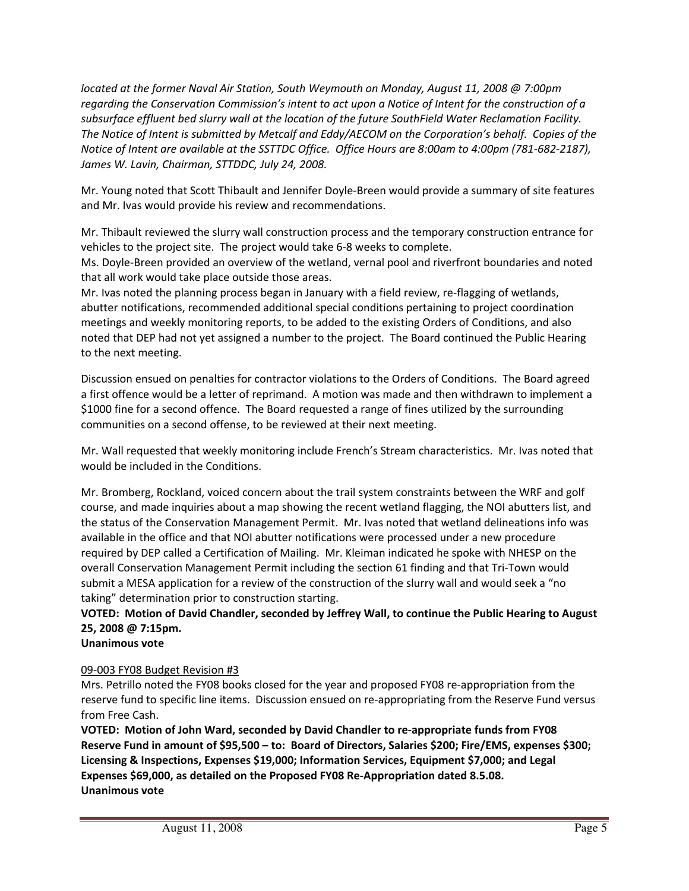*located at the former Naval Air Station, South Weymouth on Monday, August 11, 2008 @ 7:00pm regarding the Conservation Commission's intent to act upon a Notice of Intent for the construction of a subsurface effluent bed slurry wall at the location of the future SouthField Water Reclamation Facility. The Notice of Intent is submitted by Metcalf and Eddy/AECOM on the Corporation's behalf. Copies of the Notice of Intent are available at the SSTTDC Office. Office Hours are 8:00am to 4:00pm (781-682-2187), James W. Lavin, Chairman, STTDDC, July 24, 2008.*

Mr. Young noted that Scott Thibault and Jennifer Doyle-Breen would provide a summary of site features and Mr. Ivas would provide his review and recommendations.

Mr. Thibault reviewed the slurry wall construction process and the temporary construction entrance for vehicles to the project site. The project would take 6-8 weeks to complete.
Ms. Doyle-Breen provided an overview of the wetland, vernal pool and riverfront boundaries and noted that all work would take place outside those areas.
Mr. Ivas noted the planning process began in January with a field review, re-flagging of wetlands, abutter notifications, recommended additional special conditions pertaining to project coordination meetings and weekly monitoring reports, to be added to the existing Orders of Conditions, and also noted that DEP had not yet assigned a number to the project. The Board continued the Public Hearing to the next meeting.

Discussion ensued on penalties for contractor violations to the Orders of Conditions. The Board agreed a first offence would be a letter of reprimand. A motion was made and then withdrawn to implement a $1000 fine for a second offence. The Board requested a range of fines utilized by the surrounding communities on a second offense, to be reviewed at their next meeting.

Mr. Wall requested that weekly monitoring include French's Stream characteristics. Mr. Ivas noted that would be included in the Conditions.

Mr. Bromberg, Rockland, voiced concern about the trail system constraints between the WRF and golf course, and made inquiries about a map showing the recent wetland flagging, the NOI abutters list, and the status of the Conservation Management Permit. Mr. Ivas noted that wetland delineations info was available in the office and that NOI abutter notifications were processed under a new procedure required by DEP called a Certification of Mailing. Mr. Kleiman indicated he spoke with NHESP on the overall Conservation Management Permit including the section 61 finding and that Tri-Town would submit a MESA application for a review of the construction of the slurry wall and would seek a "no taking" determination prior to construction starting.

**VOTED: Motion of David Chandler, seconded by Jeffrey Wall, to continue the Public Hearing to August 25, 2008 @ 7:15pm.**
**Unanimous vote**

<u>09-003 FY08 Budget Revision #3</u>

Mrs. Petrillo noted the FY08 books closed for the year and proposed FY08 re-appropriation from the reserve fund to specific line items. Discussion ensued on re-appropriating from the Reserve Fund versus from Free Cash.

**VOTED: Motion of John Ward, seconded by David Chandler to re-appropriate funds from FY08 Reserve Fund in amount of $95,500 – to: Board of Directors, Salaries $200; Fire/EMS, expenses $300; Licensing & Inspections, Expenses $19,000; Information Services, Equipment $7,000; and Legal Expenses $69,000, as detailed on the Proposed FY08 Re-Appropriation dated 8.5.08.**
**Unanimous vote**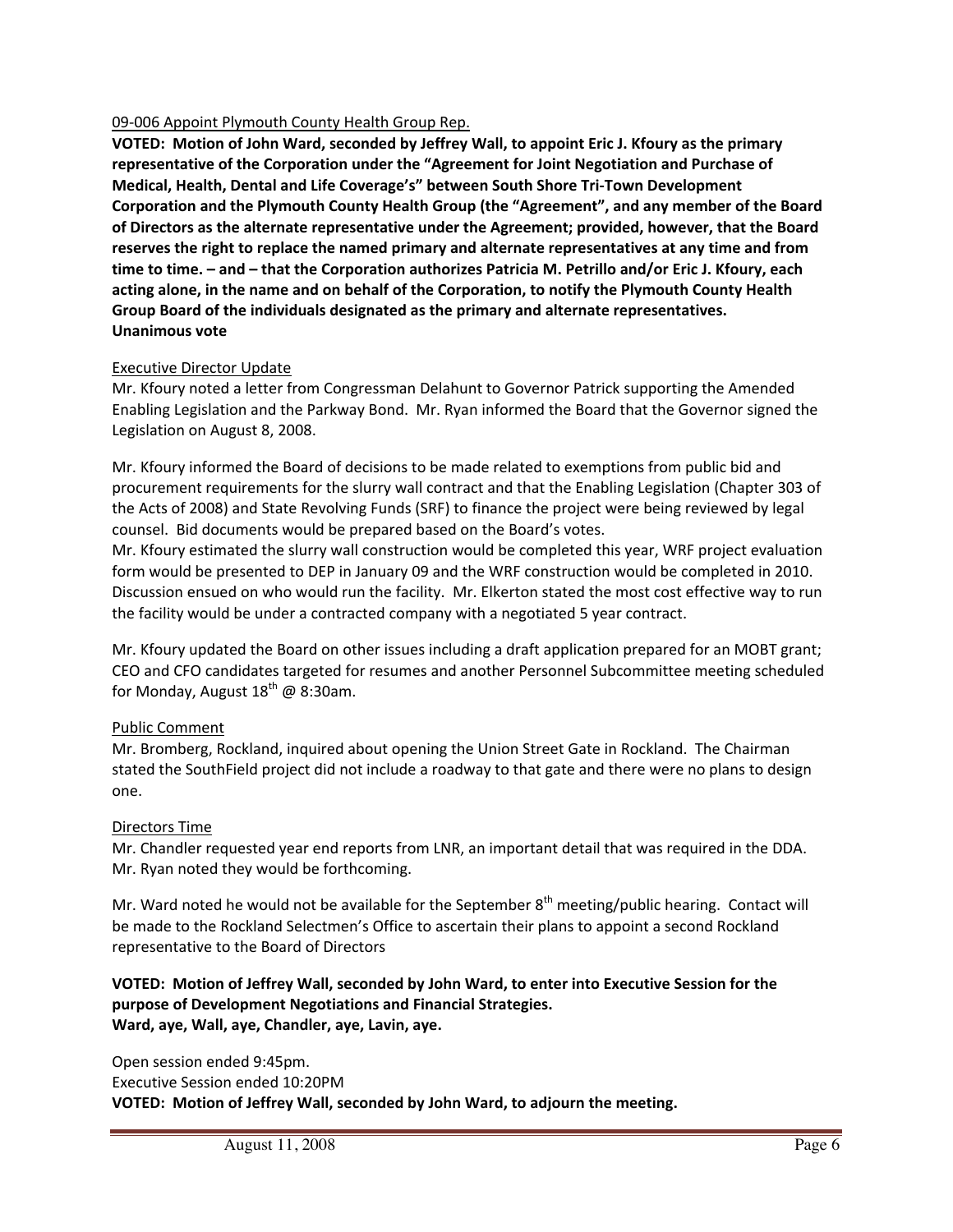<u>09-006 Appoint Plymouth County Health Group Rep.</u>

**VOTED: Motion of John Ward, seconded by Jeffrey Wall, to appoint Eric J. Kfoury as the primary representative of the Corporation under the "Agreement for Joint Negotiation and Purchase of Medical, Health, Dental and Life Coverage's" between South Shore Tri-Town Development Corporation and the Plymouth County Health Group (the "Agreement", and any member of the Board of Directors as the alternate representative under the Agreement; provided, however, that the Board reserves the right to replace the named primary and alternate representatives at any time and from time to time. – and – that the Corporation authorizes Patricia M. Petrillo and/or Eric J. Kfoury, each acting alone, in the name and on behalf of the Corporation, to notify the Plymouth County Health Group Board of the individuals designated as the primary and alternate representatives.**
**Unanimous vote**

<u>Executive Director Update</u>

Mr. Kfoury noted a letter from Congressman Delahunt to Governor Patrick supporting the Amended Enabling Legislation and the Parkway Bond. Mr. Ryan informed the Board that the Governor signed the Legislation on August 8, 2008.

Mr. Kfoury informed the Board of decisions to be made related to exemptions from public bid and procurement requirements for the slurry wall contract and that the Enabling Legislation (Chapter 303 of the Acts of 2008) and State Revolving Funds (SRF) to finance the project were being reviewed by legal counsel. Bid documents would be prepared based on the Board's votes.

Mr. Kfoury estimated the slurry wall construction would be completed this year, WRF project evaluation form would be presented to DEP in January 09 and the WRF construction would be completed in 2010. Discussion ensued on who would run the facility. Mr. Elkerton stated the most cost effective way to run the facility would be under a contracted company with a negotiated 5 year contract.

Mr. Kfoury updated the Board on other issues including a draft application prepared for an MOBT grant; CEO and CFO candidates targeted for resumes and another Personnel Subcommittee meeting scheduled for Monday, August 18th @ 8:30am.

<u>Public Comment</u>

Mr. Bromberg, Rockland, inquired about opening the Union Street Gate in Rockland. The Chairman stated the SouthField project did not include a roadway to that gate and there were no plans to design one.

<u>Directors Time</u>

Mr. Chandler requested year end reports from LNR, an important detail that was required in the DDA. Mr. Ryan noted they would be forthcoming.

Mr. Ward noted he would not be available for the September 8th meeting/public hearing. Contact will be made to the Rockland Selectmen's Office to ascertain their plans to appoint a second Rockland representative to the Board of Directors

**VOTED: Motion of Jeffrey Wall, seconded by John Ward, to enter into Executive Session for the purpose of Development Negotiations and Financial Strategies.**
**Ward, aye, Wall, aye, Chandler, aye, Lavin, aye.**

Open session ended 9:45pm.
Executive Session ended 10:20PM
**VOTED: Motion of Jeffrey Wall, seconded by John Ward, to adjourn the meeting.**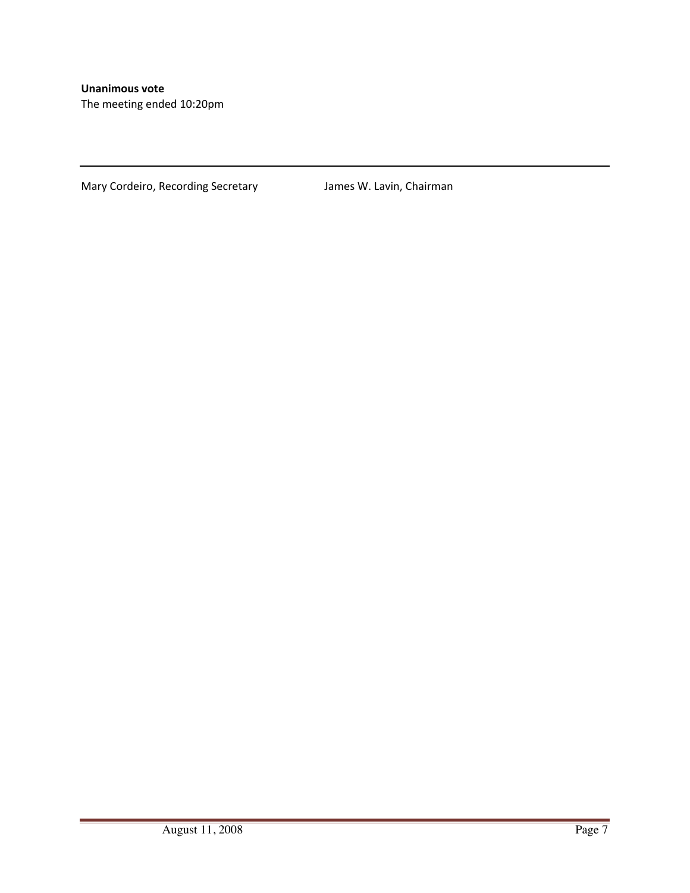**Unanimous vote**

The meeting ended 10:20pm

---

Mary Cordeiro, Recording Secretary James W. Lavin, Chairman